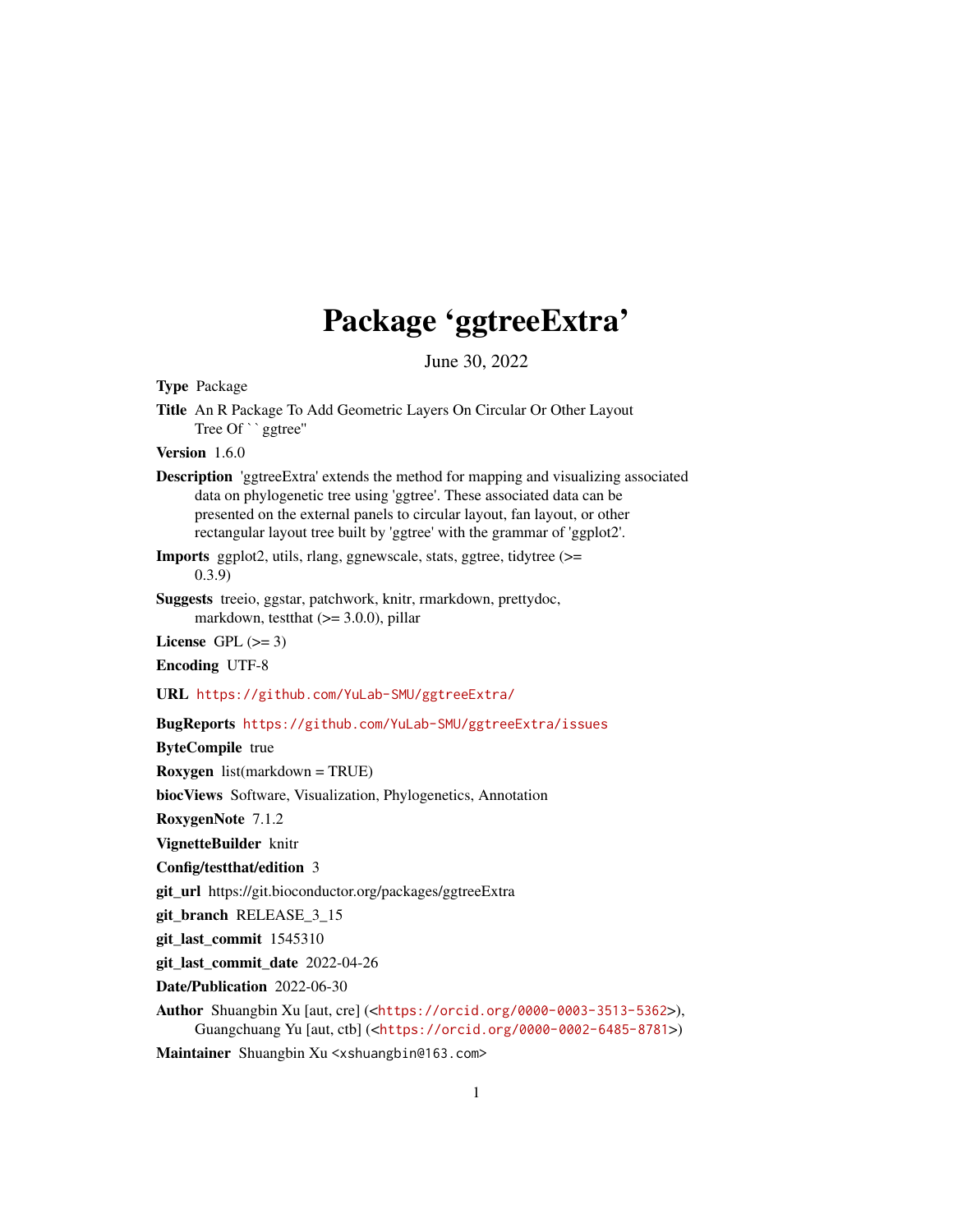# Package 'ggtreeExtra'

June 30, 2022

**Type** Package

**Title** An R Package To Add Geometric Layers On Circular Or Other Layout Tree Of ``ggtree''

**Version** 1.6.0

**Description** 'ggtreeExtra' extends the method for mapping and visualizing associated data on phylogenetic tree using 'ggtree'. These associated data can be presented on the external panels to circular layout, fan layout, or other rectangular layout tree built by 'ggtree' with the grammar of 'ggplot2'.

**Imports** ggplot2, utils, rlang, ggnewscale, stats, ggtree, tidytree (>= 0.3.9)

**Suggests** treeio, ggstar, patchwork, knitr, rmarkdown, prettydoc, markdown, testthat (>= 3.0.0), pillar

**License** GPL (>= 3)

**Encoding** UTF-8

**URL** https://github.com/YuLab-SMU/ggtreeExtra/

**BugReports** https://github.com/YuLab-SMU/ggtreeExtra/issues

**ByteCompile** true

**Roxygen** list(markdown = TRUE)

**biocViews** Software, Visualization, Phylogenetics, Annotation

**RoxygenNote** 7.1.2

**VignetteBuilder** knitr

**Config/testthat/edition** 3

**git_url** https://git.bioconductor.org/packages/ggtreeExtra

**git_branch** RELEASE_3_15

**git_last_commit** 1545310

**git_last_commit_date** 2022-04-26

**Date/Publication** 2022-06-30

**Author** Shuangbin Xu [aut, cre] (<https://orcid.org/0000-0003-3513-5362>), Guangchuang Yu [aut, ctb] (<https://orcid.org/0000-0002-6485-8781>)

**Maintainer** Shuangbin Xu <xshuangbin@163.com>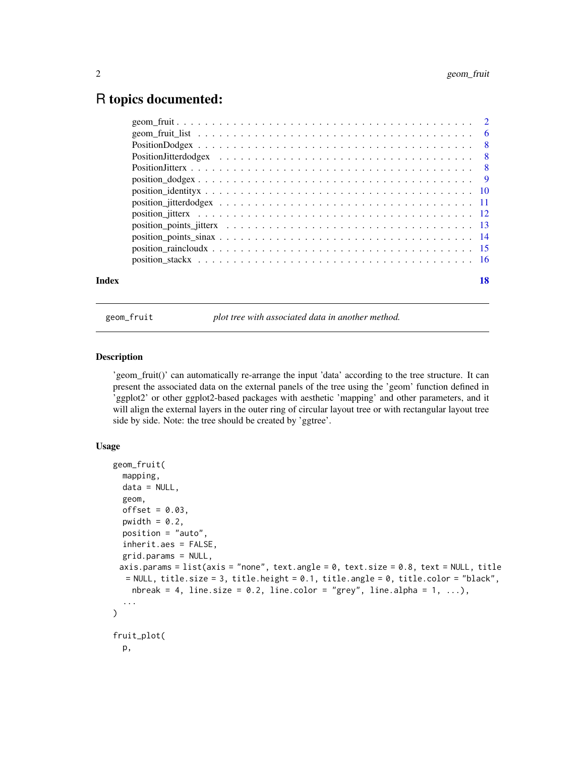# R topics documented:

| | |
|---|---|
| geom_fruit | 2 |
| geom_fruit_list | 6 |
| PositionDodgex | 8 |
| PositionJitterdodgex | 8 |
| PositionJitterx | 8 |
| position_dodgex | 9 |
| position_identityx | 10 |
| position_jitterdodgex | 11 |
| position_jitterx | 12 |
| position_points_jitterx | 13 |
| position_points_sinax | 14 |
| position_raincloudx | 15 |
| position_stackx | 16 |
| **Index** | **18** |

---

`geom_fruit` *plot tree with associated data in another method.*

---

### Description

'geom_fruit()' can automatically re-arrange the input 'data' according to the tree structure. It can present the associated data on the external panels of the tree using the 'geom' function defined in 'ggplot2' or other ggplot2-based packages with aesthetic 'mapping' and other parameters, and it will align the external layers in the outer ring of circular layout tree or with rectangular layout tree side by side. Note: the tree should be created by 'ggtree'.

### Usage

```
geom_fruit(
  mapping,
  data = NULL,
  geom,
  offset = 0.03,
  pwidth = 0.2,
  position = "auto",
  inherit.aes = FALSE,
  grid.params = NULL,
 axis.params = list(axis = "none", text.angle = 0, text.size = 0.8, text = NULL, title
  = NULL, title.size = 3, title.height = 0.1, title.angle = 0, title.color = "black",
    nbreak = 4, line.size = 0.2, line.color = "grey", line.alpha = 1, ...),
  ...
)

fruit_plot(
  p,
```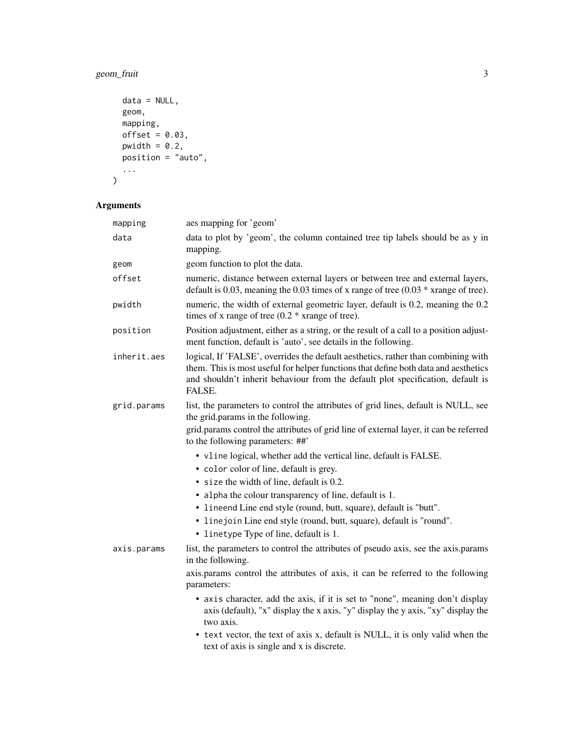```
  data = NULL,
  geom,
  mapping,
  offset = 0.03,
  pwidth = 0.2,
  position = "auto",
  ...
)
```

## Arguments

| Argument | Description |
|---|---|
| mapping | aes mapping for 'geom' |
| data | data to plot by 'geom', the column contained tree tip labels should be as y in mapping. |
| geom | geom function to plot the data. |
| offset | numeric, distance between external layers or between tree and external layers, default is 0.03, meaning the 0.03 times of x range of tree (0.03 * xrange of tree). |
| pwidth | numeric, the width of external geometric layer, default is 0.2, meaning the 0.2 times of x range of tree (0.2 * xrange of tree). |
| position | Position adjustment, either as a string, or the result of a call to a position adjustment function, default is 'auto', see details in the following. |
| inherit.aes | logical, If 'FALSE', overrides the default aesthetics, rather than combining with them. This is most useful for helper functions that define both data and aesthetics and shouldn't inherit behaviour from the default plot specification, default is FALSE. |
| grid.params | list, the parameters to control the attributes of grid lines, default is NULL, see the grid.params in the following. |

grid.params control the attributes of grid line of external layer, it can be referred to the following parameters: ##'

- `vline` logical, whether add the vertical line, default is FALSE.
- `color` color of line, default is grey.
- `size` the width of line, default is 0.2.
- `alpha` the colour transparency of line, default is 1.
- `lineend` Line end style (round, butt, square), default is "butt".
- `linejoin` Line end style (round, butt, square), default is "round".
- `linetype` Type of line, default is 1.

axis.params: list, the parameters to control the attributes of pseudo axis, see the axis.params in the following.

axis.params control the attributes of axis, it can be referred to the following parameters:

- `axis` character, add the axis, if it is set to "none", meaning don't display axis (default), "x" display the x axis, "y" display the y axis, "xy" display the two axis.
- `text` vector, the text of axis x, default is NULL, it is only valid when the text of axis is single and x is discrete.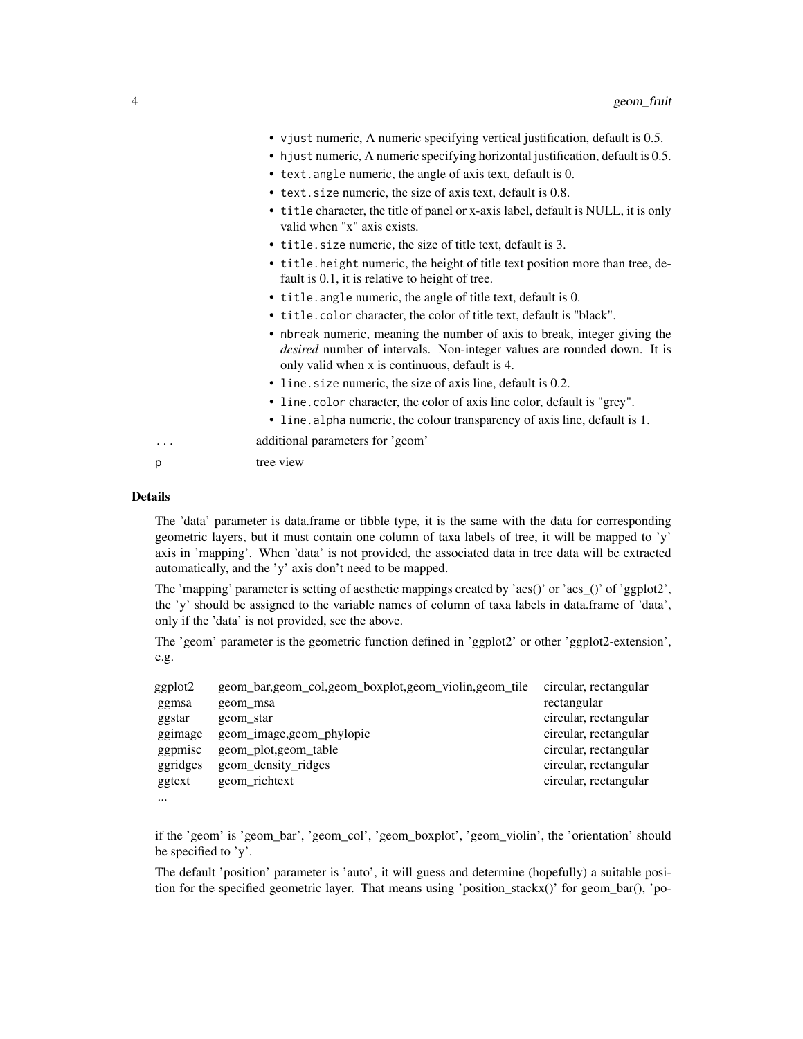- `vjust` numeric, A numeric specifying vertical justification, default is 0.5.
- `hjust` numeric, A numeric specifying horizontal justification, default is 0.5.
- `text.angle` numeric, the angle of axis text, default is 0.
- `text.size` numeric, the size of axis text, default is 0.8.
- `title` character, the title of panel or x-axis label, default is NULL, it is only valid when "x" axis exists.
- `title.size` numeric, the size of title text, default is 3.
- `title.height` numeric, the height of title text position more than tree, default is 0.1, it is relative to height of tree.
- `title.angle` numeric, the angle of title text, default is 0.
- `title.color` character, the color of title text, default is "black".
- `nbreak` numeric, meaning the number of axis to break, integer giving the *desired* number of intervals. Non-integer values are rounded down. It is only valid when x is continuous, default is 4.
- `line.size` numeric, the size of axis line, default is 0.2.
- `line.color` character, the color of axis line color, default is "grey".
- `line.alpha` numeric, the colour transparency of axis line, default is 1.

| | |
|---|---|
| `...` | additional parameters for 'geom' |
| `p` | tree view |

## Details

The 'data' parameter is data.frame or tibble type, it is the same with the data for corresponding geometric layers, but it must contain one column of taxa labels of tree, it will be mapped to 'y' axis in 'mapping'. When 'data' is not provided, the associated data in tree data will be extracted automatically, and the 'y' axis don't need to be mapped.

The 'mapping' parameter is setting of aesthetic mappings created by 'aes()' or 'aes_()' of 'ggplot2', the 'y' should be assigned to the variable names of column of taxa labels in data.frame of 'data', only if the 'data' is not provided, see the above.

The 'geom' parameter is the geometric function defined in 'ggplot2' or other 'ggplot2-extension', e.g.

| | | |
|---|---|---|
| ggplot2 | geom_bar,geom_col,geom_boxplot,geom_violin,geom_tile | circular, rectangular |
| ggmsa | geom_msa | rectangular |
| ggstar | geom_star | circular, rectangular |
| ggimage | geom_image,geom_phylopic | circular, rectangular |
| ggpmisc | geom_plot,geom_table | circular, rectangular |
| ggridges | geom_density_ridges | circular, rectangular |
| ggtext | geom_richtext | circular, rectangular |
| ... | | |

if the 'geom' is 'geom_bar', 'geom_col', 'geom_boxplot', 'geom_violin', the 'orientation' should be specified to 'y'.

The default 'position' parameter is 'auto', it will guess and determine (hopefully) a suitable position for the specified geometric layer. That means using 'position_stackx()' for geom_bar(), 'po-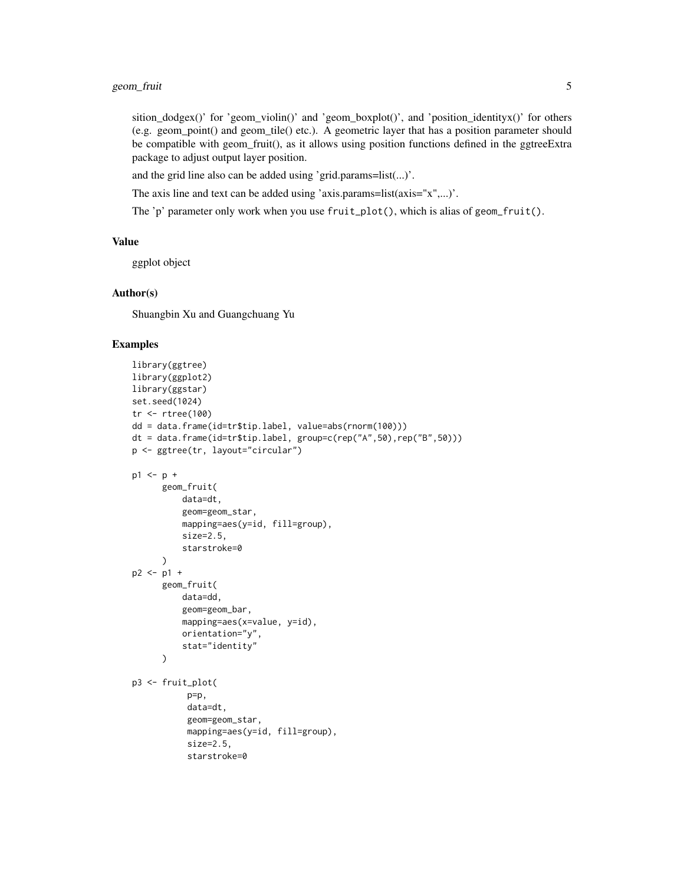sition_dodgex()' for 'geom_violin()' and 'geom_boxplot()', and 'position_identityx()' for others (e.g. geom_point() and geom_tile() etc.). A geometric layer that has a position parameter should be compatible with geom_fruit(), as it allows using position functions defined in the ggtreeExtra package to adjust output layer position.

and the grid line also can be added using 'grid.params=list(...)'.

The axis line and text can be added using 'axis.params=list(axis="x",...)'.

The 'p' parameter only work when you use `fruit_plot()`, which is alias of `geom_fruit()`.

### Value

ggplot object

### Author(s)

Shuangbin Xu and Guangchuang Yu

### Examples

```
library(ggtree)
library(ggplot2)
library(ggstar)
set.seed(1024)
tr <- rtree(100)
dd = data.frame(id=tr$tip.label, value=abs(rnorm(100)))
dt = data.frame(id=tr$tip.label, group=c(rep("A",50),rep("B",50)))
p <- ggtree(tr, layout="circular")

p1 <- p +
      geom_fruit(
          data=dt,
          geom=geom_star,
          mapping=aes(y=id, fill=group),
          size=2.5,
          starstroke=0
      )
p2 <- p1 +
      geom_fruit(
          data=dd,
          geom=geom_bar,
          mapping=aes(x=value, y=id),
          orientation="y",
          stat="identity"
      )

p3 <- fruit_plot(
           p=p,
           data=dt,
           geom=geom_star,
           mapping=aes(y=id, fill=group),
           size=2.5,
           starstroke=0
```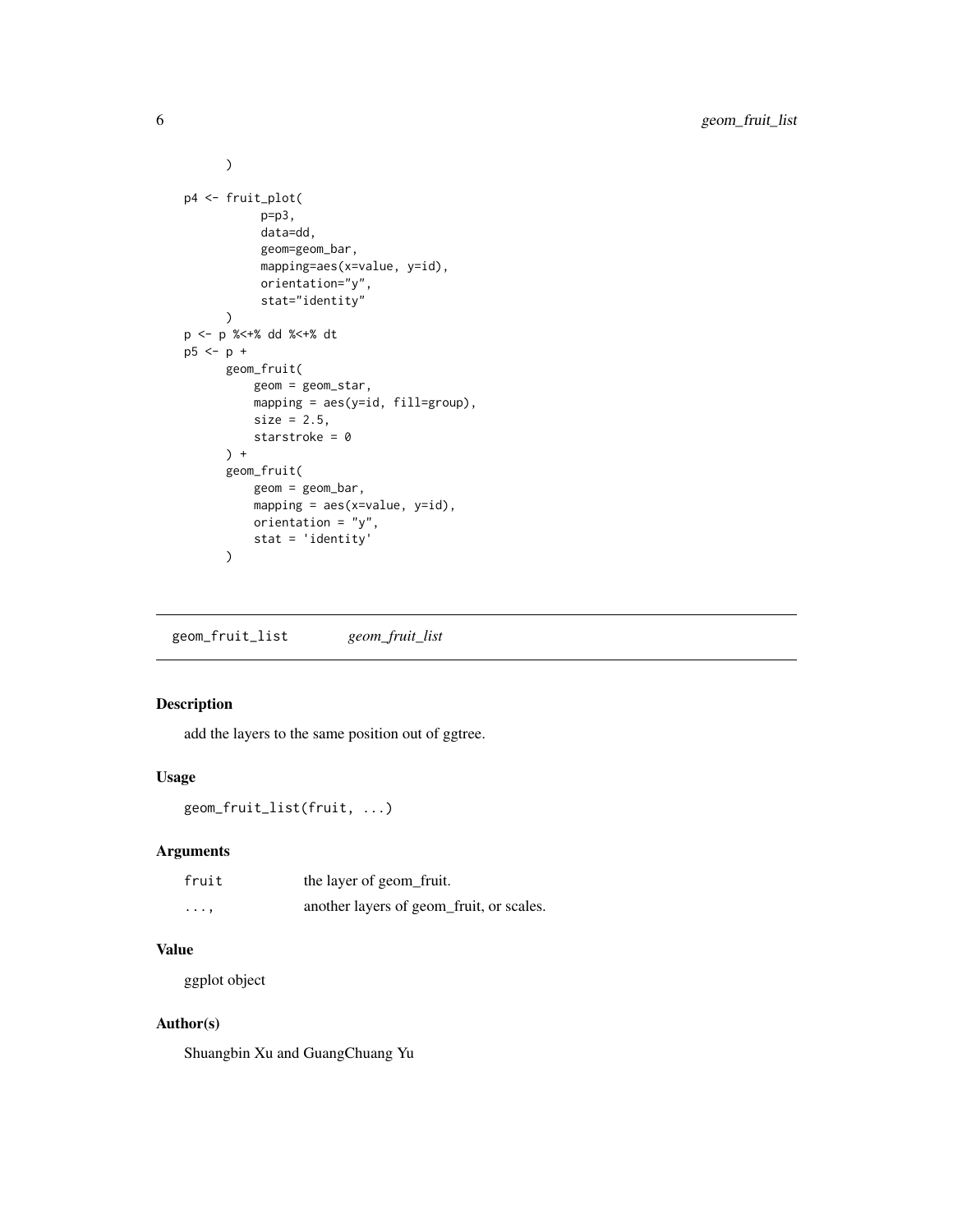```
        )

p4 <- fruit_plot(
          p=p3,
          data=dd,
          geom=geom_bar,
          mapping=aes(x=value, y=id),
          orientation="y",
          stat="identity"
      )
p <- p %<+% dd %<+% dt
p5 <- p +
      geom_fruit(
          geom = geom_star,
          mapping = aes(y=id, fill=group),
          size = 2.5,
          starstroke = 0
      ) +
      geom_fruit(
          geom = geom_bar,
          mapping = aes(x=value, y=id),
          orientation = "y",
          stat = 'identity'
      )
```

---

## geom_fruit_list *geom_fruit_list*

---

### Description

add the layers to the same position out of ggtree.

### Usage

```
geom_fruit_list(fruit, ...)
```

### Arguments

| | |
|---|---|
| `fruit` | the layer of geom_fruit. |
| `...,` | another layers of geom_fruit, or scales. |

### Value

ggplot object

### Author(s)

Shuangbin Xu and GuangChuang Yu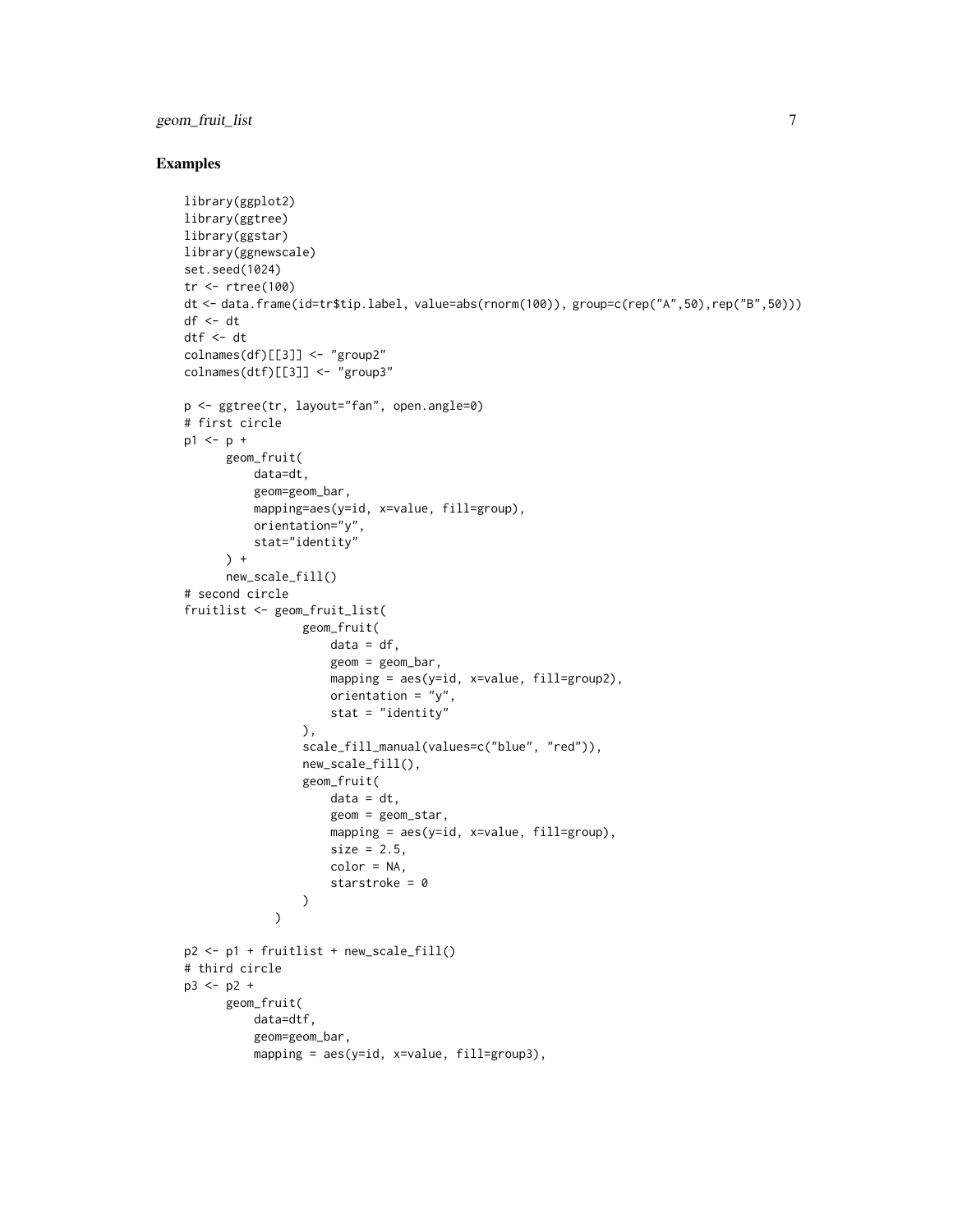## Examples

```
library(ggplot2)
library(ggtree)
library(ggstar)
library(ggnewscale)
set.seed(1024)
tr <- rtree(100)
dt <- data.frame(id=tr$tip.label, value=abs(rnorm(100)), group=c(rep("A",50),rep("B",50)))
df <- dt
dtf <- dt
colnames(df)[[3]] <- "group2"
colnames(dtf)[[3]] <- "group3"

p <- ggtree(tr, layout="fan", open.angle=0)
# first circle
p1 <- p +
      geom_fruit(
          data=dt,
          geom=geom_bar,
          mapping=aes(y=id, x=value, fill=group),
          orientation="y",
          stat="identity"
      ) +
      new_scale_fill()
# second circle
fruitlist <- geom_fruit_list(
                 geom_fruit(
                     data = df,
                     geom = geom_bar,
                     mapping = aes(y=id, x=value, fill=group2),
                     orientation = "y",
                     stat = "identity"
                 ),
                 scale_fill_manual(values=c("blue", "red")),
                 new_scale_fill(),
                 geom_fruit(
                     data = dt,
                     geom = geom_star,
                     mapping = aes(y=id, x=value, fill=group),
                     size = 2.5,
                     color = NA,
                     starstroke = 0
                 )
             )

p2 <- p1 + fruitlist + new_scale_fill()
# third circle
p3 <- p2 +
      geom_fruit(
          data=dtf,
          geom=geom_bar,
          mapping = aes(y=id, x=value, fill=group3),
```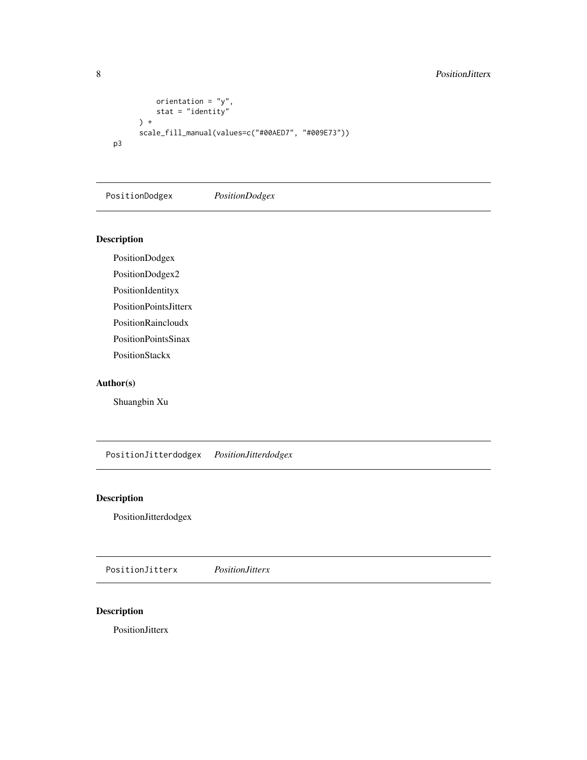```
        orientation = "y",
        stat = "identity"
    ) +
    scale_fill_manual(values=c("#00AED7", "#009E73"))
p3
```

---

## PositionDodgex *PositionDodgex*

### Description

PositionDodgex

PositionDodgex2

PositionIdentityx

PositionPointsJitterx

PositionRaincloudx

PositionPointsSinax

PositionStackx

### Author(s)

Shuangbin Xu

---

## PositionJitterdodgex *PositionJitterdodgex*

### Description

PositionJitterdodgex

---

## PositionJitterx *PositionJitterx*

### Description

PositionJitterx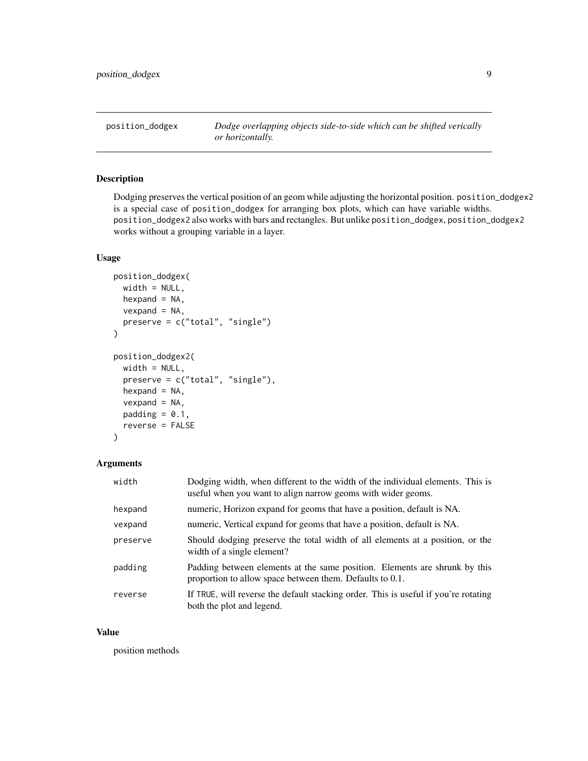# position_dodgex

*Dodge overlapping objects side-to-side which can be shifted vertically or horizontally.*

## Description

Dodging preserves the vertical position of an geom while adjusting the horizontal position. position_dodgex2 is a special case of position_dodgex for arranging box plots, which can have variable widths. position_dodgex2 also works with bars and rectangles. But unlike position_dodgex, position_dodgex2 works without a grouping variable in a layer.

## Usage

```
position_dodgex(
  width = NULL,
  hexpand = NA,
  vexpand = NA,
  preserve = c("total", "single")
)

position_dodgex2(
  width = NULL,
  preserve = c("total", "single"),
  hexpand = NA,
  vexpand = NA,
  padding = 0.1,
  reverse = FALSE
)
```

## Arguments

| | |
|---|---|
| width | Dodging width, when different to the width of the individual elements. This is useful when you want to align narrow geoms with wider geoms. |
| hexpand | numeric, Horizon expand for geoms that have a position, default is NA. |
| vexpand | numeric, Vertical expand for geoms that have a position, default is NA. |
| preserve | Should dodging preserve the total width of all elements at a position, or the width of a single element? |
| padding | Padding between elements at the same position. Elements are shrunk by this proportion to allow space between them. Defaults to 0.1. |
| reverse | If TRUE, will reverse the default stacking order. This is useful if you're rotating both the plot and legend. |

## Value

position methods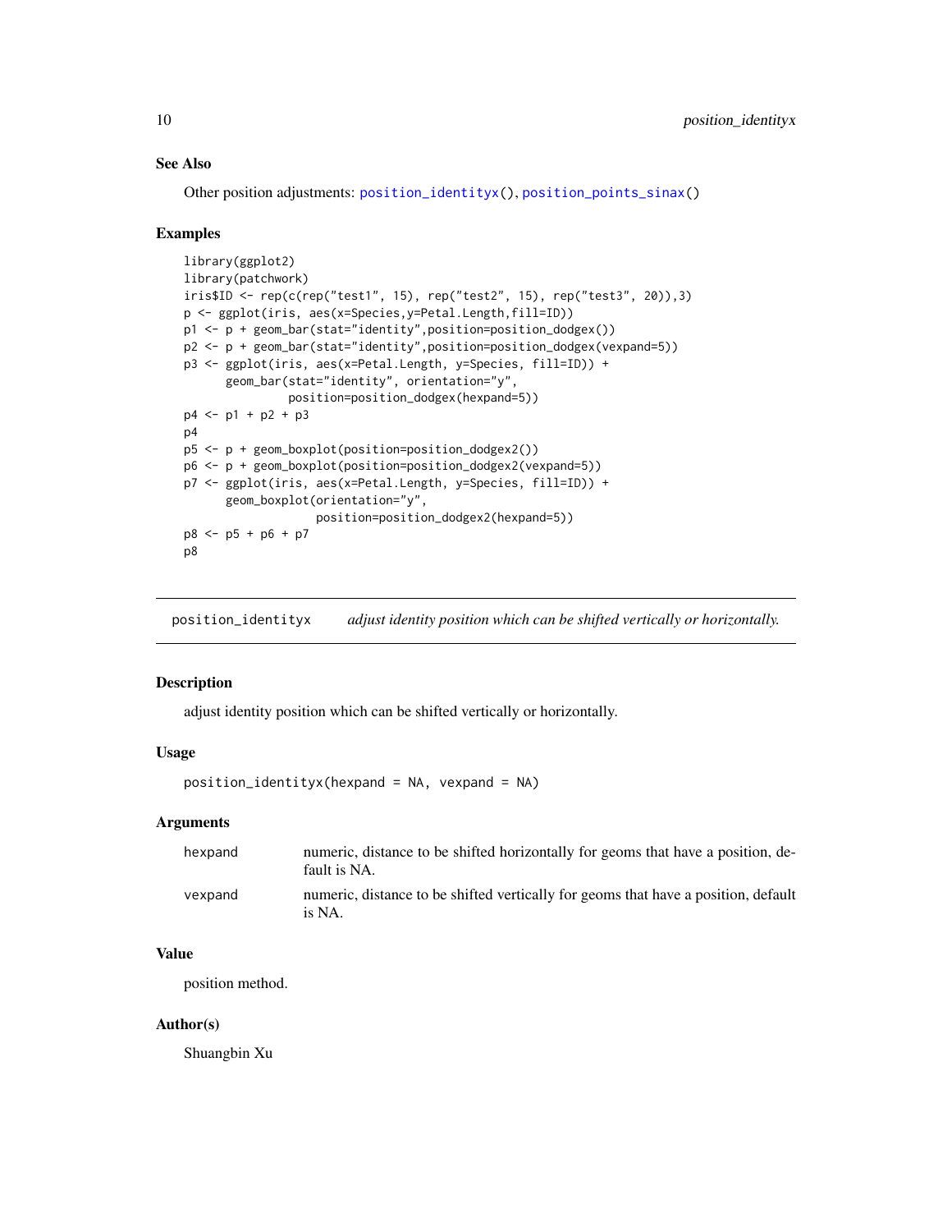### See Also

Other position adjustments: `position_identityx()`, `position_points_sinax()`

### Examples

```
library(ggplot2)
library(patchwork)
iris$ID <- rep(c(rep("test1", 15), rep("test2", 15), rep("test3", 20)),3)
p <- ggplot(iris, aes(x=Species,y=Petal.Length,fill=ID))
p1 <- p + geom_bar(stat="identity",position=position_dodgex())
p2 <- p + geom_bar(stat="identity",position=position_dodgex(vexpand=5))
p3 <- ggplot(iris, aes(x=Petal.Length, y=Species, fill=ID)) +
      geom_bar(stat="identity", orientation="y",
               position=position_dodgex(hexpand=5))
p4 <- p1 + p2 + p3
p4
p5 <- p + geom_boxplot(position=position_dodgex2())
p6 <- p + geom_boxplot(position=position_dodgex2(vexpand=5))
p7 <- ggplot(iris, aes(x=Petal.Length, y=Species, fill=ID)) +
      geom_boxplot(orientation="y",
                   position=position_dodgex2(hexpand=5))
p8 <- p5 + p6 + p7
p8
```

---

## `position_identityx` *adjust identity position which can be shifted vertically or horizontally.*

---

### Description

adjust identity position which can be shifted vertically or horizontally.

### Usage

```
position_identityx(hexpand = NA, vexpand = NA)
```

### Arguments

| | |
|---|---|
| `hexpand` | numeric, distance to be shifted horizontally for geoms that have a position, default is NA. |
| `vexpand` | numeric, distance to be shifted vertically for geoms that have a position, default is NA. |

### Value

position method.

### Author(s)

Shuangbin Xu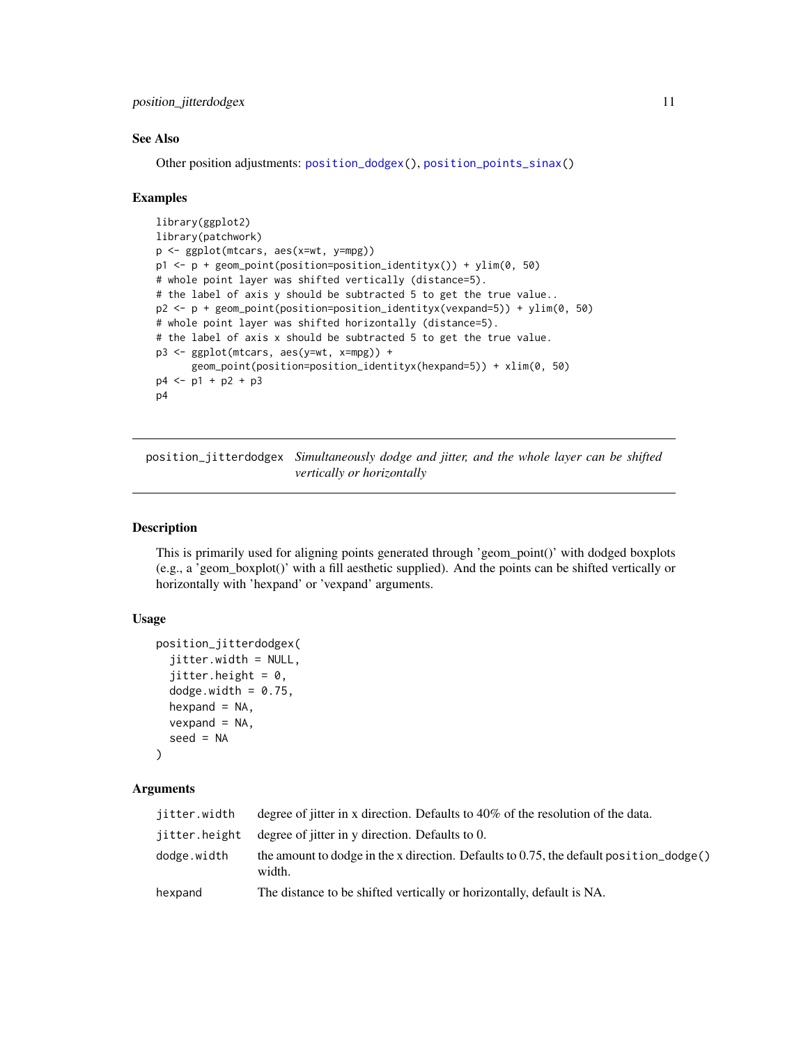### See Also

Other position adjustments: `position_dodgex()`, `position_points_sinax()`

### Examples

```
library(ggplot2)
library(patchwork)
p <- ggplot(mtcars, aes(x=wt, y=mpg))
p1 <- p + geom_point(position=position_identityx()) + ylim(0, 50)
# whole point layer was shifted vertically (distance=5).
# the label of axis y should be subtracted 5 to get the true value..
p2 <- p + geom_point(position=position_identityx(vexpand=5)) + ylim(0, 50)
# whole point layer was shifted horizontally (distance=5).
# the label of axis x should be subtracted 5 to get the true value.
p3 <- ggplot(mtcars, aes(y=wt, x=mpg)) +
      geom_point(position=position_identityx(hexpand=5)) + xlim(0, 50)
p4 <- p1 + p2 + p3
p4
```

---

## position_jitterdodgex *Simultaneously dodge and jitter, and the whole layer can be shifted vertically or horizontally*

### Description

This is primarily used for aligning points generated through 'geom_point()' with dodged boxplots (e.g., a 'geom_boxplot()' with a fill aesthetic supplied). And the points can be shifted vertically or horizontally with 'hexpand' or 'vexpand' arguments.

### Usage

```
position_jitterdodgex(
  jitter.width = NULL,
  jitter.height = 0,
  dodge.width = 0.75,
  hexpand = NA,
  vexpand = NA,
  seed = NA
)
```

### Arguments

| | |
|---|---|
| `jitter.width` | degree of jitter in x direction. Defaults to 40% of the resolution of the data. |
| `jitter.height` | degree of jitter in y direction. Defaults to 0. |
| `dodge.width` | the amount to dodge in the x direction. Defaults to 0.75, the default `position_dodge()` width. |
| `hexpand` | The distance to be shifted vertically or horizontally, default is NA. |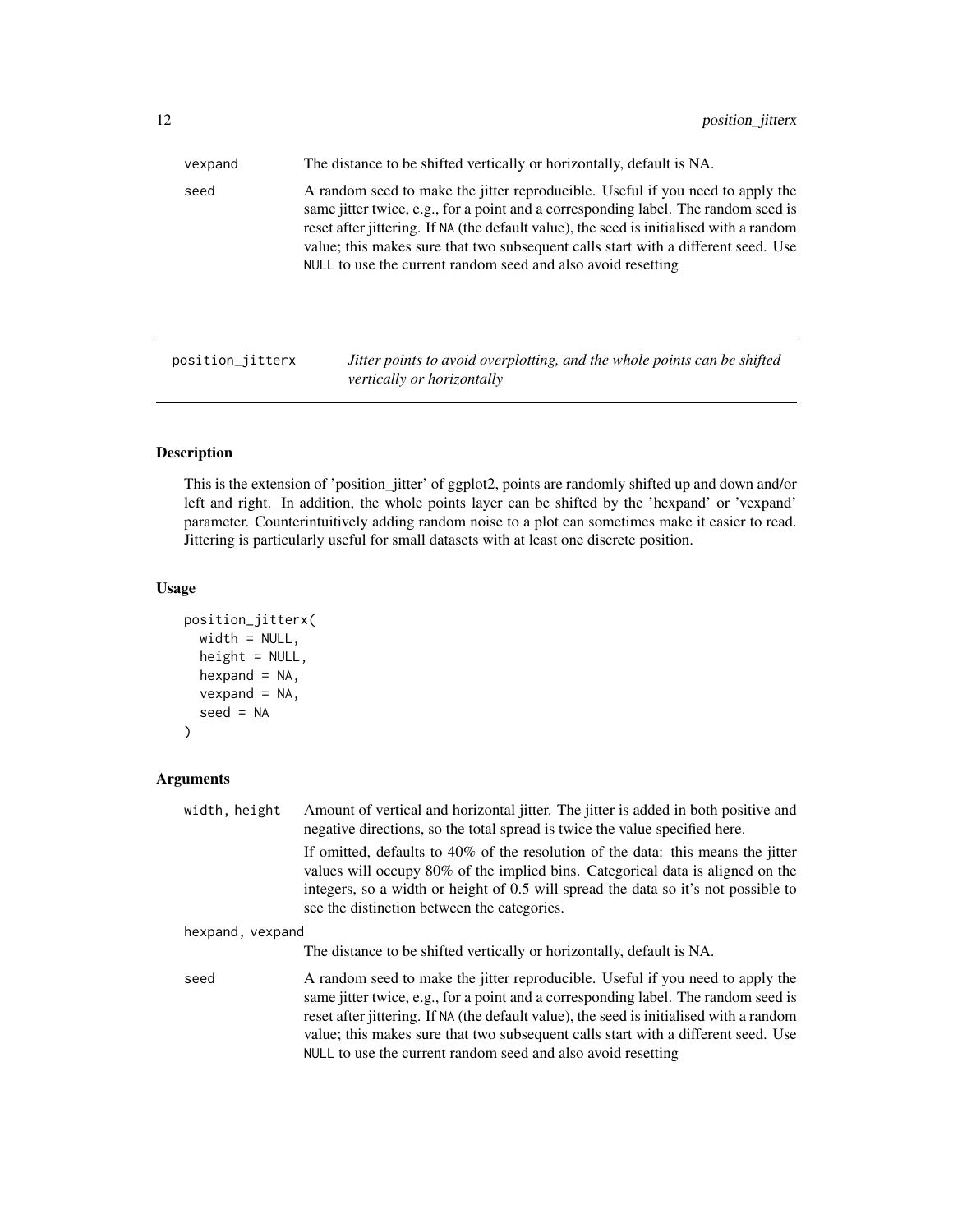vexpand The distance to be shifted vertically or horizontally, default is NA.

seed A random seed to make the jitter reproducible. Useful if you need to apply the same jitter twice, e.g., for a point and a corresponding label. The random seed is reset after jittering. If NA (the default value), the seed is initialised with a random value; this makes sure that two subsequent calls start with a different seed. Use NULL to use the current random seed and also avoid resetting

---

## position_jitterx

*Jitter points to avoid overplotting, and the whole points can be shifted vertically or horizontally*

### Description

This is the extension of 'position_jitter' of ggplot2, points are randomly shifted up and down and/or left and right. In addition, the whole points layer can be shifted by the 'hexpand' or 'vexpand' parameter. Counterintuitively adding random noise to a plot can sometimes make it easier to read. Jittering is particularly useful for small datasets with at least one discrete position.

### Usage

```
position_jitterx(
  width = NULL,
  height = NULL,
  hexpand = NA,
  vexpand = NA,
  seed = NA
)
```

### Arguments

width, height Amount of vertical and horizontal jitter. The jitter is added in both positive and negative directions, so the total spread is twice the value specified here.

If omitted, defaults to 40% of the resolution of the data: this means the jitter values will occupy 80% of the implied bins. Categorical data is aligned on the integers, so a width or height of 0.5 will spread the data so it's not possible to see the distinction between the categories.

hexpand, vexpand The distance to be shifted vertically or horizontally, default is NA.

seed A random seed to make the jitter reproducible. Useful if you need to apply the same jitter twice, e.g., for a point and a corresponding label. The random seed is reset after jittering. If NA (the default value), the seed is initialised with a random value; this makes sure that two subsequent calls start with a different seed. Use NULL to use the current random seed and also avoid resetting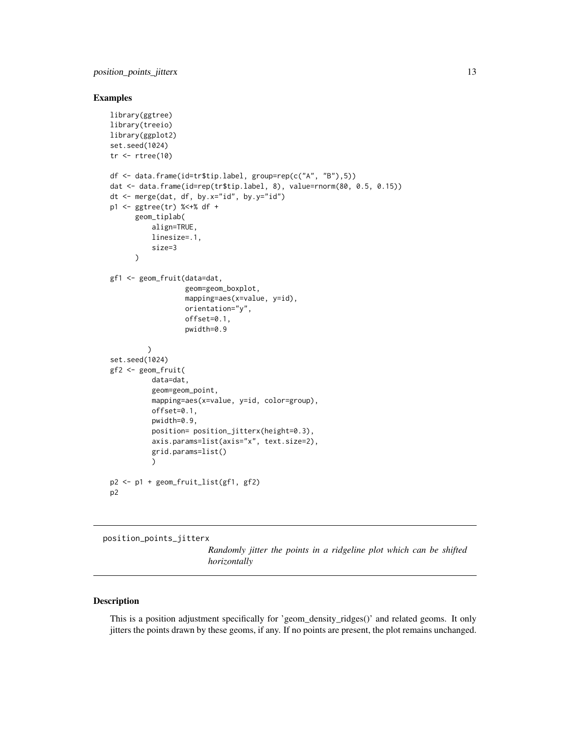## Examples

```
library(ggtree)
library(treeio)
library(ggplot2)
set.seed(1024)
tr <- rtree(10)

df <- data.frame(id=tr$tip.label, group=rep(c("A", "B"),5))
dat <- data.frame(id=rep(tr$tip.label, 8), value=rnorm(80, 0.5, 0.15))
dt <- merge(dat, df, by.x="id", by.y="id")
p1 <- ggtree(tr) %<+% df +
      geom_tiplab(
          align=TRUE,
          linesize=.1,
          size=3
      )

gf1 <- geom_fruit(data=dat,
                  geom=geom_boxplot,
                  mapping=aes(x=value, y=id),
                  orientation="y",
                  offset=0.1,
                  pwidth=0.9

         )
set.seed(1024)
gf2 <- geom_fruit(
          data=dat,
          geom=geom_point,
          mapping=aes(x=value, y=id, color=group),
          offset=0.1,
          pwidth=0.9,
          position= position_jitterx(height=0.3),
          axis.params=list(axis="x", text.size=2),
          grid.params=list()
          )

p2 <- p1 + geom_fruit_list(gf1, gf2)
p2
```

---

`position_points_jitterx` — *Randomly jitter the points in a ridgeline plot which can be shifted horizontally*

---

## Description

This is a position adjustment specifically for 'geom_density_ridges()' and related geoms. It only jitters the points drawn by these geoms, if any. If no points are present, the plot remains unchanged.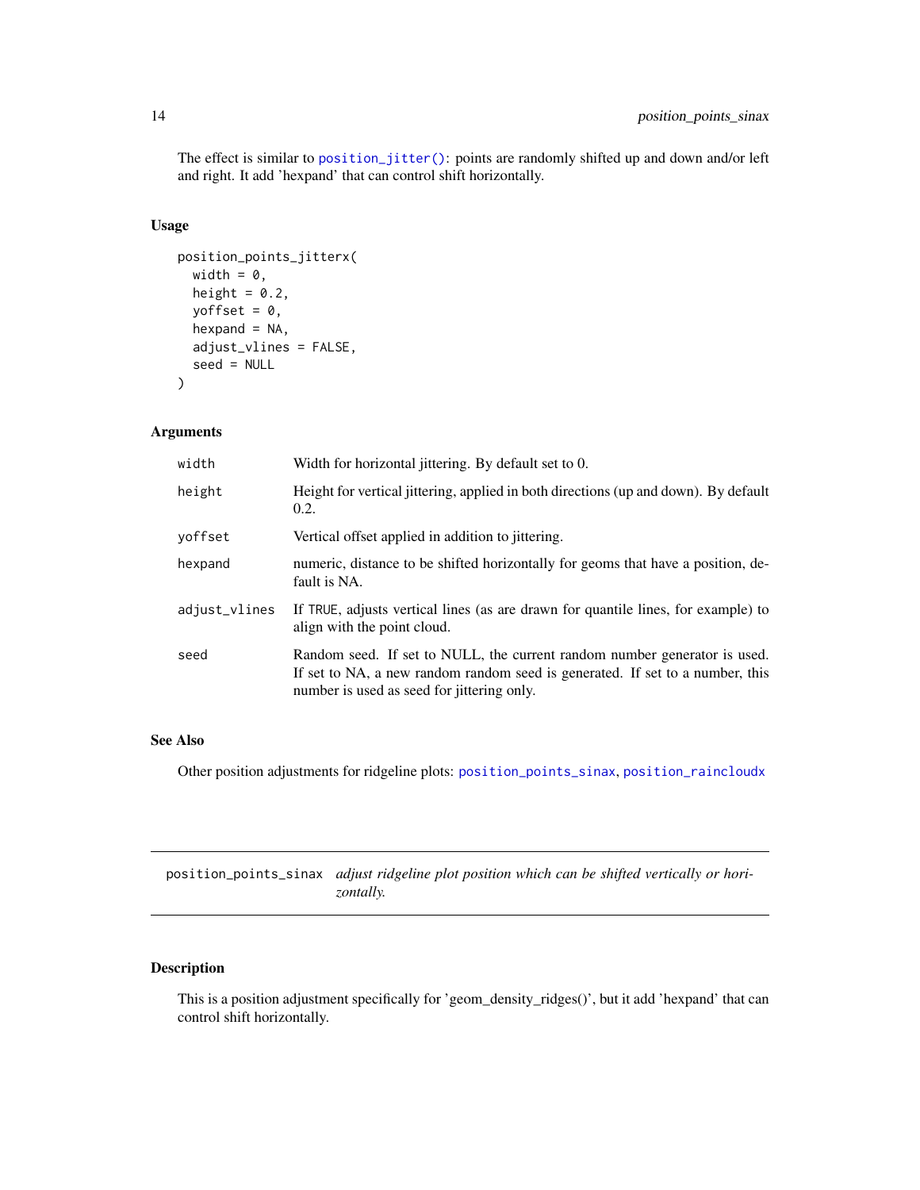The effect is similar to position_jitter(): points are randomly shifted up and down and/or left and right. It add 'hexpand' that can control shift horizontally.

### Usage

```
position_points_jitterx(
  width = 0,
  height = 0.2,
  yoffset = 0,
  hexpand = NA,
  adjust_vlines = FALSE,
  seed = NULL
)
```

### Arguments

| | |
|---|---|
| width | Width for horizontal jittering. By default set to 0. |
| height | Height for vertical jittering, applied in both directions (up and down). By default 0.2. |
| yoffset | Vertical offset applied in addition to jittering. |
| hexpand | numeric, distance to be shifted horizontally for geoms that have a position, default is NA. |
| adjust_vlines | If TRUE, adjusts vertical lines (as are drawn for quantile lines, for example) to align with the point cloud. |
| seed | Random seed. If set to NULL, the current random number generator is used. If set to NA, a new random random seed is generated. If set to a number, this number is used as seed for jittering only. |

### See Also

Other position adjustments for ridgeline plots: position_points_sinax, position_raincloudx

---

## position_points_sinax *adjust ridgeline plot position which can be shifted vertically or horizontally.*

---

### Description

This is a position adjustment specifically for 'geom_density_ridges()', but it add 'hexpand' that can control shift horizontally.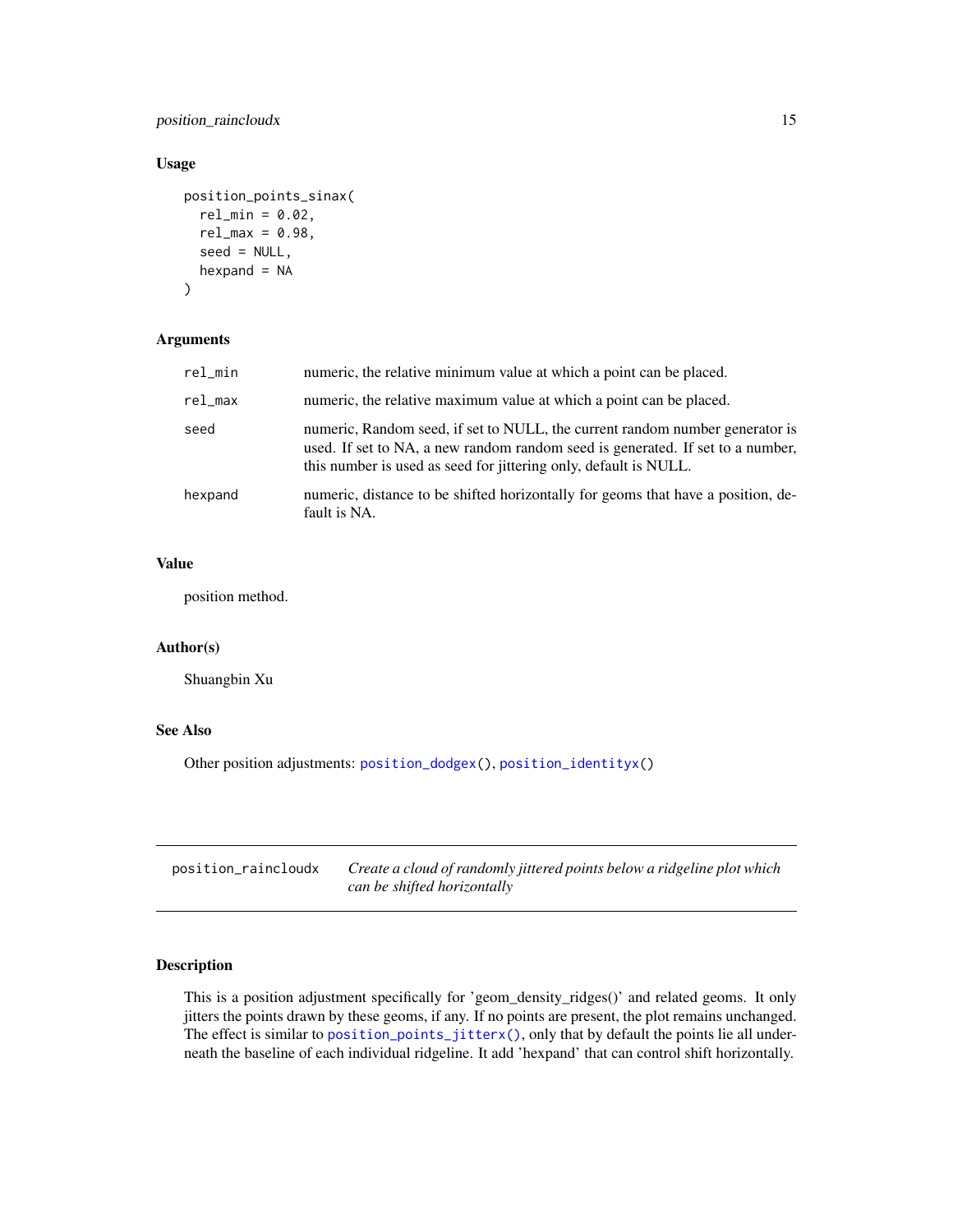### Usage

```
position_points_sinax(
  rel_min = 0.02,
  rel_max = 0.98,
  seed = NULL,
  hexpand = NA
)
```

### Arguments

| | |
|---|---|
| rel_min | numeric, the relative minimum value at which a point can be placed. |
| rel_max | numeric, the relative maximum value at which a point can be placed. |
| seed | numeric, Random seed, if set to NULL, the current random number generator is used. If set to NA, a new random random seed is generated. If set to a number, this number is used as seed for jittering only, default is NULL. |
| hexpand | numeric, distance to be shifted horizontally for geoms that have a position, default is NA. |

### Value

position method.

### Author(s)

Shuangbin Xu

### See Also

Other position adjustments: position_dodgex(), position_identityx()

---

## position_raincloudx — *Create a cloud of randomly jittered points below a ridgeline plot which can be shifted horizontally*

---

### Description

This is a position adjustment specifically for 'geom_density_ridges()' and related geoms. It only jitters the points drawn by these geoms, if any. If no points are present, the plot remains unchanged. The effect is similar to position_points_jitterx(), only that by default the points lie all underneath the baseline of each individual ridgeline. It add 'hexpand' that can control shift horizontally.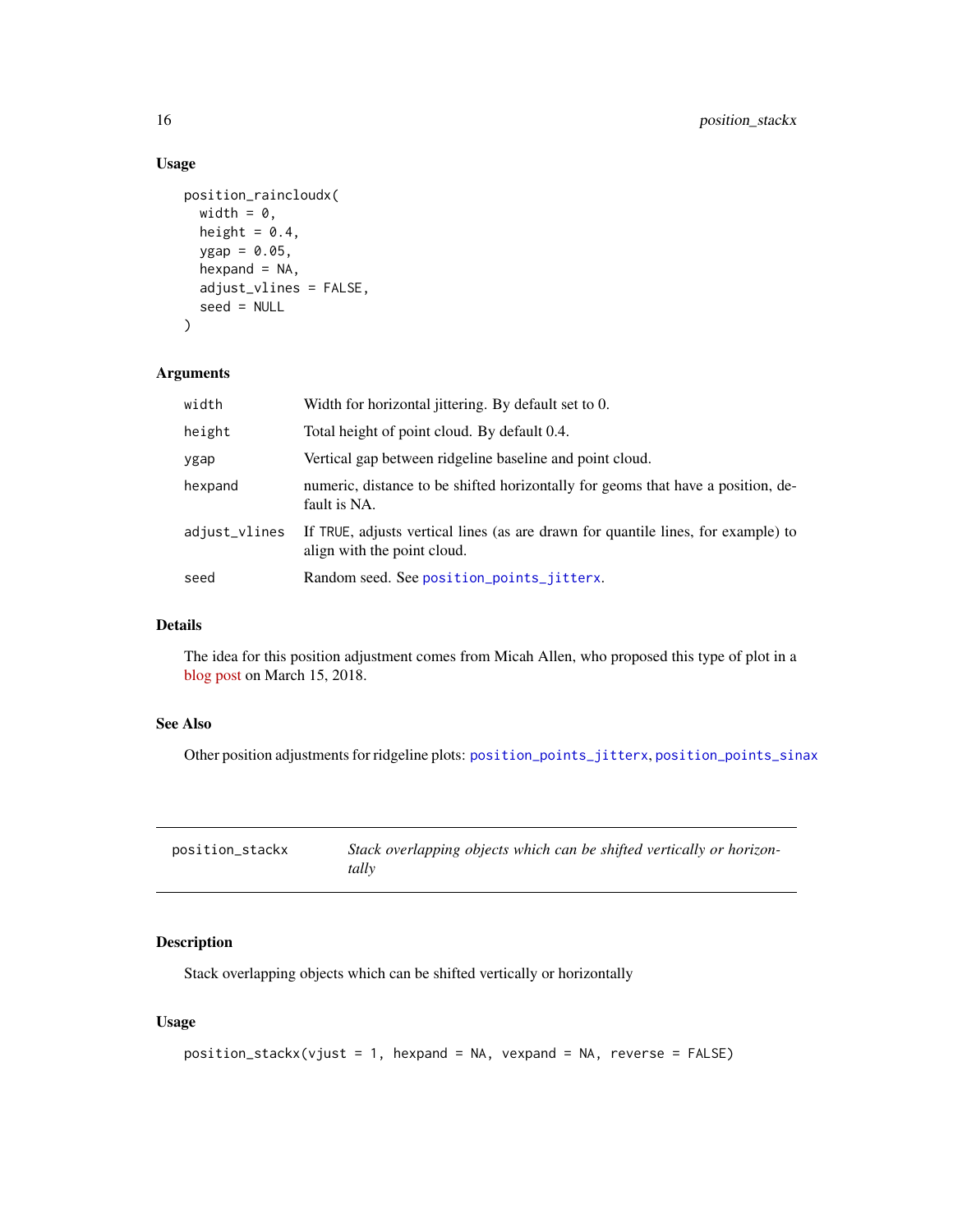### Usage

```
position_raincloudx(
  width = 0,
  height = 0.4,
  ygap = 0.05,
  hexpand = NA,
  adjust_vlines = FALSE,
  seed = NULL
)
```

### Arguments

| | |
|---|---|
| `width` | Width for horizontal jittering. By default set to 0. |
| `height` | Total height of point cloud. By default 0.4. |
| `ygap` | Vertical gap between ridgeline baseline and point cloud. |
| `hexpand` | numeric, distance to be shifted horizontally for geoms that have a position, default is NA. |
| `adjust_vlines` | If `TRUE`, adjusts vertical lines (as are drawn for quantile lines, for example) to align with the point cloud. |
| `seed` | Random seed. See `position_points_jitterx`. |

### Details

The idea for this position adjustment comes from Micah Allen, who proposed this type of plot in a blog post on March 15, 2018.

### See Also

Other position adjustments for ridgeline plots: `position_points_jitterx`, `position_points_sinax`

---

## position_stackx — *Stack overlapping objects which can be shifted vertically or horizontally*

### Description

Stack overlapping objects which can be shifted vertically or horizontally

### Usage

```
position_stackx(vjust = 1, hexpand = NA, vexpand = NA, reverse = FALSE)
```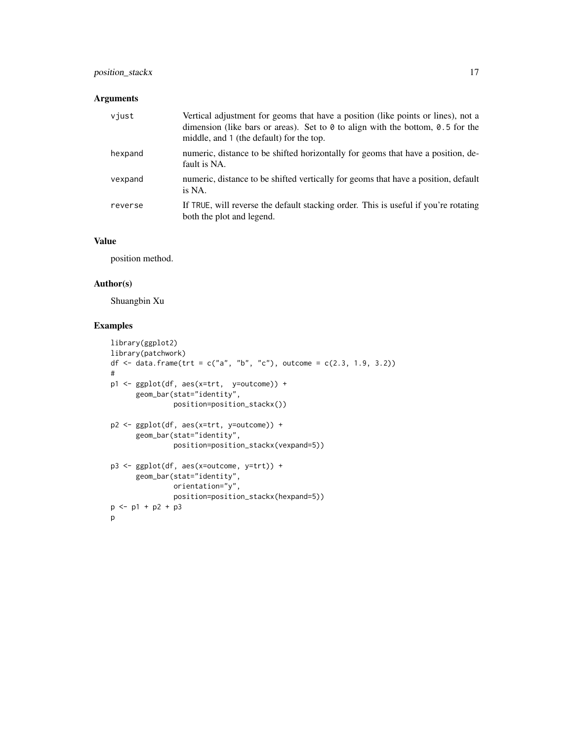## Arguments

| | |
|---|---|
| vjust | Vertical adjustment for geoms that have a position (like points or lines), not a dimension (like bars or areas). Set to `0` to align with the bottom, `0.5` for the middle, and `1` (the default) for the top. |
| hexpand | numeric, distance to be shifted horizontally for geoms that have a position, default is NA. |
| vexpand | numeric, distance to be shifted vertically for geoms that have a position, default is NA. |
| reverse | If `TRUE`, will reverse the default stacking order. This is useful if you're rotating both the plot and legend. |

## Value

position method.

## Author(s)

Shuangbin Xu

## Examples

```
library(ggplot2)
library(patchwork)
df <- data.frame(trt = c("a", "b", "c"), outcome = c(2.3, 1.9, 3.2))
#
p1 <- ggplot(df, aes(x=trt,  y=outcome)) +
      geom_bar(stat="identity",
               position=position_stackx())

p2 <- ggplot(df, aes(x=trt, y=outcome)) +
      geom_bar(stat="identity",
               position=position_stackx(vexpand=5))

p3 <- ggplot(df, aes(x=outcome, y=trt)) +
      geom_bar(stat="identity",
               orientation="y",
               position=position_stackx(hexpand=5))
p <- p1 + p2 + p3
p
```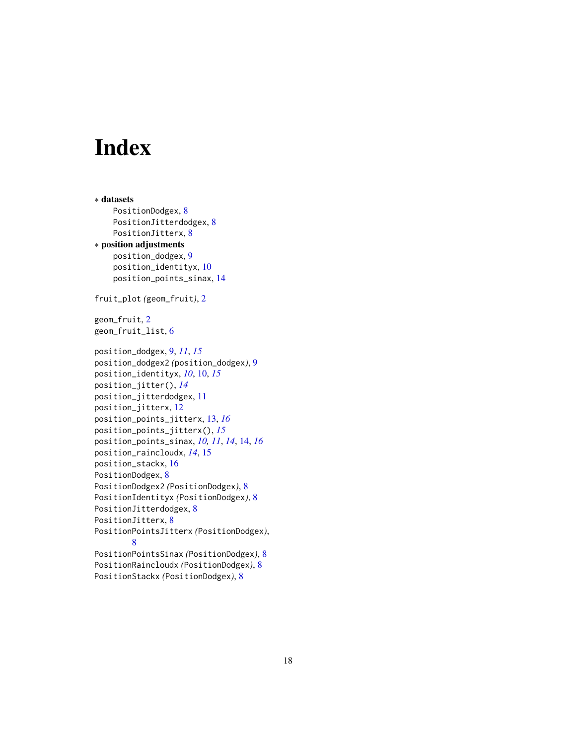# Index

∗ **datasets**
  PositionDodgex, 8
  PositionJitterdodgex, 8
  PositionJitterx, 8

∗ **position adjustments**
  position_dodgex, 9
  position_identityx, 10
  position_points_sinax, 14

fruit_plot *(geom_fruit)*, 2

geom_fruit, 2
geom_fruit_list, 6

position_dodgex, 9, *11*, *15*
position_dodgex2 *(position_dodgex)*, 9
position_identityx, *10*, 10, *15*
position_jitter(), *14*
position_jitterdodgex, 11
position_jitterx, 12
position_points_jitterx, 13, *16*
position_points_jitterx(), *15*
position_points_sinax, *10, 11*, *14*, 14, *16*
position_raincloudx, *14*, 15
position_stackx, 16
PositionDodgex, 8
PositionDodgex2 *(PositionDodgex)*, 8
PositionIdentityx *(PositionDodgex)*, 8
PositionJitterdodgex, 8
PositionJitterx, 8
PositionPointsJitterx *(PositionDodgex)*, 8
PositionPointsSinax *(PositionDodgex)*, 8
PositionRaincloudx *(PositionDodgex)*, 8
PositionStackx *(PositionDodgex)*, 8